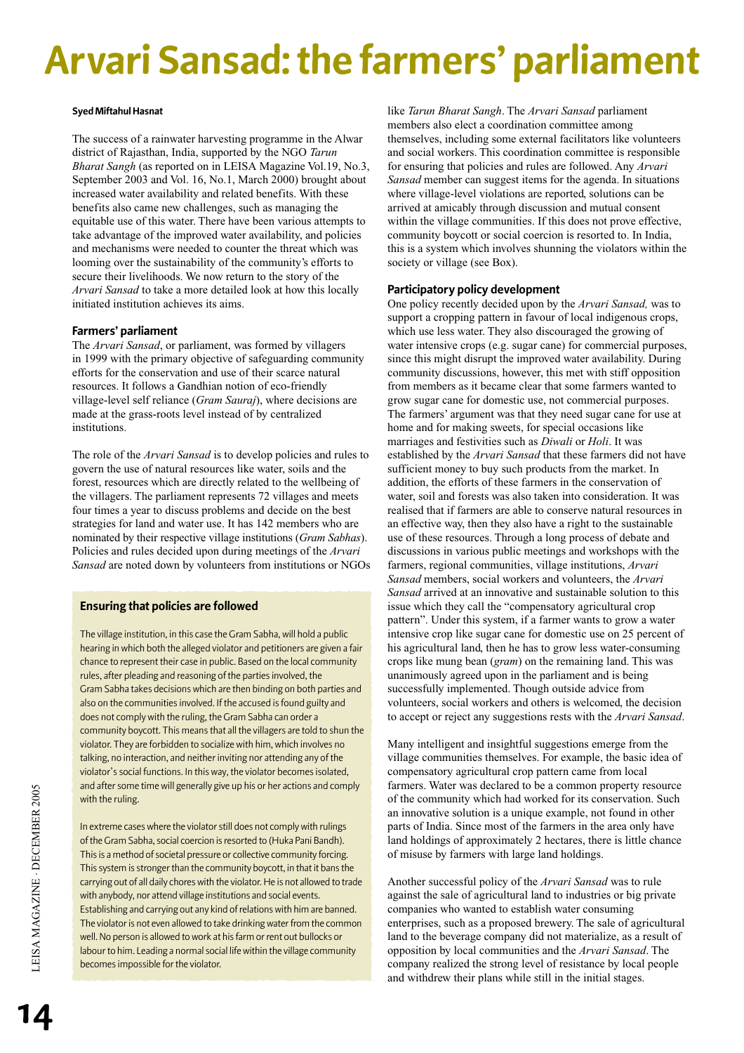# Arvari Sansad: the farmers' parliament

**Syed Miftahul Hasnat**

The success of a rainwater harvesting programme in the Alwar district of Rajasthan, India, supported by the NGO *Tarun Bharat Sangh* (as reported on in LEISA Magazine Vol.19, No.3, September 2003 and Vol. 16, No.1, March 2000) brought about increased water availability and related benefits. With these benefits also came new challenges, such as managing the equitable use of this water. There have been various attempts to take advantage of the improved water availability, and policies and mechanisms were needed to counter the threat which was looming over the sustainability of the community's efforts to secure their livelihoods. We now return to the story of the *Arvari Sansad* to take a more detailed look at how this locally initiated institution achieves its aims.

## Farmers' parliament

The *Arvari Sansad*, or parliament, was formed by villagers in 1999 with the primary objective of safeguarding community efforts for the conservation and use of their scarce natural resources. It follows a Gandhian notion of eco-friendly village-level self reliance (*Gram Sauraj*), where decisions are made at the grass-roots level instead of by centralized institutions.

The role of the *Arvari Sansad* is to develop policies and rules to govern the use of natural resources like water, soils and the forest, resources which are directly related to the wellbeing of the villagers. The parliament represents 72 villages and meets four times a year to discuss problems and decide on the best strategies for land and water use. It has 142 members who are nominated by their respective village institutions (*Gram Sabhas*). Policies and rules decided upon during meetings of the *Arvari Sansad* are noted down by volunteers from institutions or NGOs like *Tarun Bharat Sangh*. The *Arvari Sansad* parliament members also elect a coordination committee among themselves, including some external facilitators like volunteers and social workers. This coordination committee is responsible for ensuring that policies and rules are followed. Any *Arvari Sansad* member can suggest items for the agenda. In situations where village-level violations are reported, solutions can be arrived at amicably through discussion and mutual consent within the village communities. If this does not prove effective, community boycott or social coercion is resorted to. In India, this is a system which involves shunning the violators within the society or village (see Box).

## Participatory policy development

One policy recently decided upon by the *Arvari Sansad,* was to support a cropping pattern in favour of local indigenous crops, which use less water. They also discouraged the growing of water intensive crops (e.g. sugar cane) for commercial purposes, since this might disrupt the improved water availability. During community discussions, however, this met with stiff opposition from members as it became clear that some farmers wanted to grow sugar cane for domestic use, not commercial purposes. The farmers' argument was that they need sugar cane for use at home and for making sweets, for special occasions like marriages and festivities such as *Diwali* or *Holi*. It was established by the *Arvari Sansad* that these farmers did not have sufficient money to buy such products from the market. In addition, the efforts of these farmers in the conservation of water, soil and forests was also taken into consideration. It was realised that if farmers are able to conserve natural resources in an effective way, then they also have a right to the sustainable use of these resources. Through a long process of debate and discussions in various public meetings and workshops with the farmers, regional communities, village institutions, *Arvari Sansad* members, social workers and volunteers, the *Arvari Sansad* arrived at an innovative and sustainable solution to this issue which they call the "compensatory agricultural crop pattern". Under this system, if a farmer wants to grow a water intensive crop like sugar cane for domestic use on 25 percent of his agricultural land, then he has to grow less water-consuming crops like mung bean (*gram*) on the remaining land. This was unanimously agreed upon in the parliament and is being successfully implemented. Though outside advice from volunteers, social workers and others is welcomed, the decision to accept or reject any suggestions rests with the *Arvari Sansad*.

Many intelligent and insightful suggestions emerge from the village communities themselves. For example, the basic idea of compensatory agricultural crop pattern came from local farmers. Water was declared to be a common property resource of the community which had worked for its conservation. Such an innovative solution is a unique example, not found in other parts of India. Since most of the farmers in the area only have land holdings of approximately 2 hectares, there is little chance of misuse by farmers with large land holdings.

Another successful policy of the *Arvari Sansad* was to rule against the sale of agricultural land to industries or big private companies who wanted to establish water consuming enterprises, such as a proposed brewery. The sale of agricultural land to the beverage company did not materialize, as a result of opposition by local communities and the *Arvari Sansad*. The company realized the strong level of resistance by local people and withdrew their plans while still in the initial stages.

### Ensuring that policies are followed

The village institution, in this case the Gram Sabha, will hold a public hearing in which both the alleged violator and petitioners are given a fair chance to represent their case in public. Based on the local community rules, after pleading and reasoning of the parties involved, the Gram Sabha takes decisions which are then binding on both parties and also on the communities involved. If the accused is found guilty and does not comply with the ruling, the Gram Sabha can order a community boycott. This means that all the villagers are told to shun the violator. They are forbidden to socialize with him, which involves no talking, no interaction, and neither inviting nor attending any of the violator's social functions. In this way, the violator becomes isolated, and after some time will generally give up his or her actions and comply with the ruling.

In extreme cases where the violator still does not comply with rulings of the Gram Sabha, social coercion is resorted to (Huka Pani Bandh). This is a method of societal pressure or collective community forcing. This system is stronger than the community boycott, in that it bans the carrying out of all daily chores with the violator. He is not allowed to trade with anybody, nor attend village institutions and social events. Establishing and carrying out any kind of relations with him are banned. The violator is not even allowed to take drinking water from the common well. No person is allowed to work at his farm or rent out bullocks or labour to him. Leading a normal social life within the village community becomes impossible for the violator.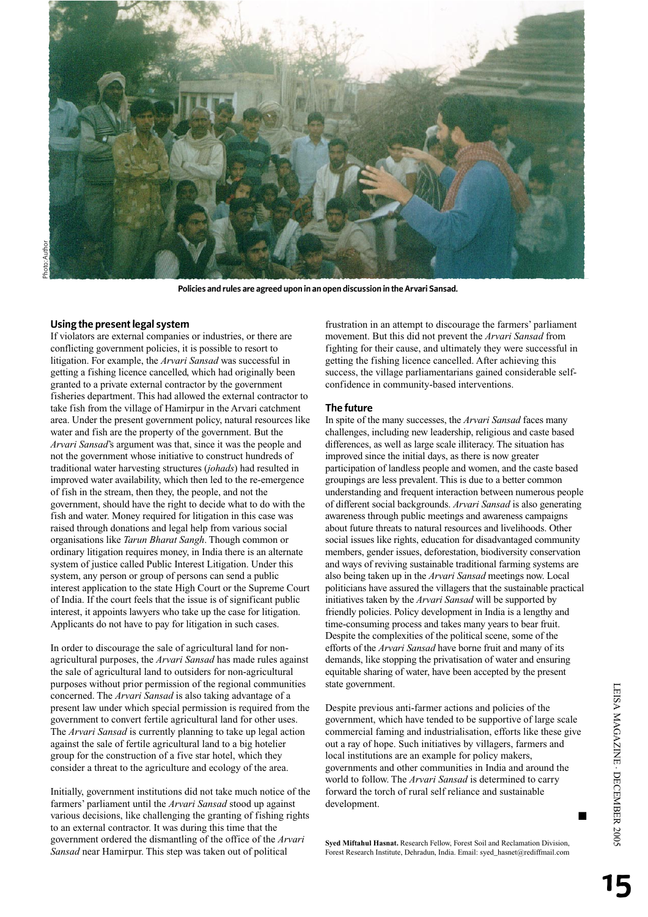Policies and rules are agreed upon in an open discussion in the Arvari Sansad.

### Using the present legal system

If violators are external companies or industries, or there are conflicting government policies, it is possible to resort to litigation. For example, the *Arvari Sansad* was successful in getting a fishing licence cancelled, which had originally been granted to a private external contractor by the government fisheries department. This had allowed the external contractor to take fish from the village of Hamirpur in the Arvari catchment area. Under the present government policy, natural resources like water and fish are the property of the government. But the *Arvari Sansad*'s argument was that, since it was the people and not the government whose initiative to construct hundreds of traditional water harvesting structures (*johads*) had resulted in improved water availability, which then led to the re-emergence of fish in the stream, then they, the people, and not the government, should have the right to decide what to do with the fish and water. Money required for litigation in this case was raised through donations and legal help from various social organisations like *Tarun Bharat Sangh*. Though common or ordinary litigation requires money, in India there is an alternate system of justice called Public Interest Litigation. Under this system, any person or group of persons can send a public interest application to the state High Court or the Supreme Court of India. If the court feels that the issue is of significant public interest, it appoints lawyers who take up the case for litigation. Applicants do not have to pay for litigation in such cases.

In order to discourage the sale of agricultural land for non-agricultural purposes, the *Arvari Sansad* has made rules against the sale of agricultural land to outsiders for non-agricultural purposes without prior permission of the regional communities concerned. The *Arvari Sansad* is also taking advantage of a present law under which special permission is required from the government to convert fertile agricultural land for other uses. The *Arvari Sansad* is currently planning to take up legal action against the sale of fertile agricultural land to a big hotelier group for the construction of a five star hotel, which they consider a threat to the agriculture and ecology of the area.

Initially, government institutions did not take much notice of the farmers' parliament until the *Arvari Sansad* stood up against various decisions, like challenging the granting of fishing rights to an external contractor. It was during this time that the government ordered the dismantling of the office of the *Arvari Sansad* near Hamirpur. This step was taken out of political frustration in an attempt to discourage the farmers' parliament movement. But this did not prevent the *Arvari Sansad* from fighting for their cause, and ultimately they were successful in getting the fishing licence cancelled. After achieving this success, the village parliamentarians gained considerable self-confidence in community-based interventions.

### The future

In spite of the many successes, the *Arvari Sansad* faces many challenges, including new leadership, religious and caste based differences, as well as large scale illiteracy. The situation has improved since the initial days, as there is now greater participation of landless people and women, and the caste based groupings are less prevalent. This is due to a better common understanding and frequent interaction between numerous people of different social backgrounds. *Arvari Sansad* is also generating awareness through public meetings and awareness campaigns about future threats to natural resources and livelihoods. Other social issues like rights, education for disadvantaged community members, gender issues, deforestation, biodiversity conservation and ways of reviving sustainable traditional farming systems are also being taken up in the *Arvari Sansad* meetings now. Local politicians have assured the villagers that the sustainable practical initiatives taken by the *Arvari Sansad* will be supported by friendly policies. Policy development in India is a lengthy and time-consuming process and takes many years to bear fruit. Despite the complexities of the political scene, some of the efforts of the *Arvari Sansad* have borne fruit and many of its demands, like stopping the privatisation of water and ensuring equitable sharing of water, have been accepted by the present state government.

Despite previous anti-farmer actions and policies of the government, which have tended to be supportive of large scale commercial faming and industrialisation, efforts like these give out a ray of hope. Such initiatives by villagers, farmers and local institutions are an example for policy makers, governments and other communities in India and around the world to follow. The *Arvari Sansad* is determined to carry forward the torch of rural self reliance and sustainable development.

**Syed Miftahul Hasnat.** Research Fellow, Forest Soil and Reclamation Division, Forest Research Institute, Dehradun, India. Email: syed_hasnet@rediffmail.com